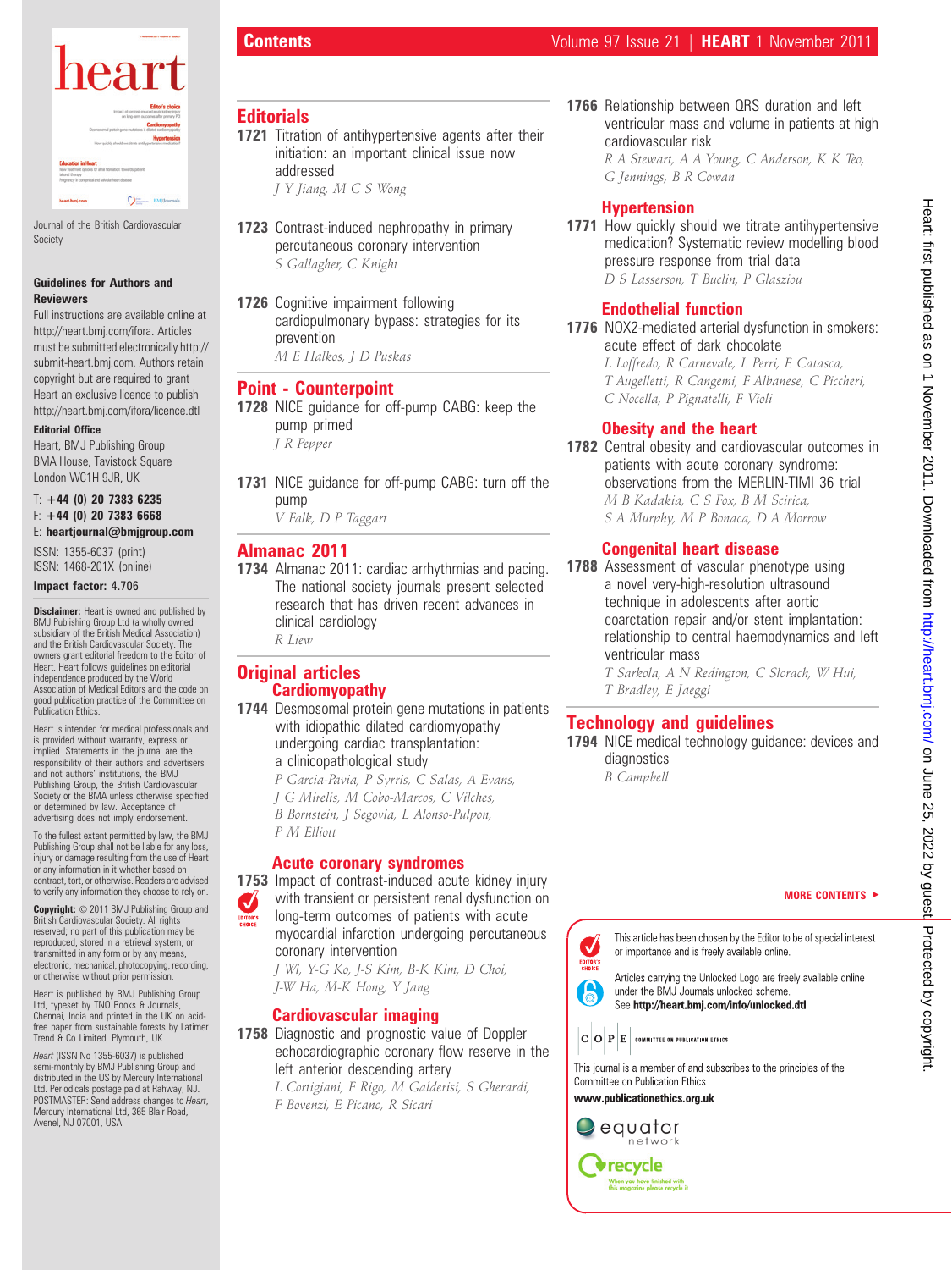# Contents

Journal of the British Cardiovascular Society

**Guidelines for Authors and Reviewers**

Full instructions are available online at http://heart.bmj.com/ifora. Articles must be submitted electronically http://submit-heart.bmj.com. Authors retain copyright but are required to grant Heart an exclusive licence to publish http://heart.bmj.com/ifora/licence.dtl

**Editorial Office**

Heart, BMJ Publishing Group
BMA House, Tavistock Square
London WC1H 9JR, UK

T: **+44 (0) 20 7383 6235**
F: **+44 (0) 20 7383 6668**
E: **heartjournal@bmjgroup.com**

ISSN: 1355-6037 (print)
ISSN: 1468-201X (online)

**Impact factor:** 4.706

**Disclaimer:** Heart is owned and published by BMJ Publishing Group Ltd (a wholly owned subsidiary of the British Medical Association) and the British Cardiovascular Society. The owners grant editorial freedom to the Editor of Heart. Heart follows guidelines on editorial independence produced by the World Association of Medical Editors and the code on good publication practice of the Committee on Publication Ethics.

Heart is intended for medical professionals and is provided without warranty, express or implied. Statements in the journal are the responsibility of their authors and advertisers and not authors' institutions, the BMJ Publishing Group, the British Cardiovascular Society or the BMA unless otherwise specified or determined by law. Acceptance of advertising does not imply endorsement.

To the fullest extent permitted by law, the BMJ Publishing Group shall not be liable for any loss, injury or damage resulting from the use of Heart or any information in it whether based on contract, tort, or otherwise. Readers are advised to verify any information they choose to rely on.

**Copyright:** © 2011 BMJ Publishing Group and British Cardiovascular Society. All rights reserved; no part of this publication may be reproduced, stored in a retrieval system, or transmitted in any form or by any means, electronic, mechanical, photocopying, recording, or otherwise without prior permission.

Heart is published by BMJ Publishing Group Ltd, typeset by TNQ Books & Journals, Chennai, India and printed in the UK on acid-free paper from sustainable forests by Latimer Trend & Co Limited, Plymouth, UK.

*Heart* (ISSN No 1355-6037) is published semi-monthly by BMJ Publishing Group and distributed in the US by Mercury International Ltd. Periodicals postage paid at Rahway, NJ. POSTMASTER: Send address changes to *Heart*, Mercury International Ltd, 365 Blair Road, Avenel, NJ 07001, USA

## Editorials

**1721** Titration of antihypertensive agents after their initiation: an important clinical issue now addressed
*J Y Jiang, M C S Wong*

**1723** Contrast-induced nephropathy in primary percutaneous coronary intervention
*S Gallagher, C Knight*

**1726** Cognitive impairment following cardiopulmonary bypass: strategies for its prevention
*M E Halkos, J D Puskas*

## Point - Counterpoint

**1728** NICE guidance for off-pump CABG: keep the pump primed
*J R Pepper*

**1731** NICE guidance for off-pump CABG: turn off the pump
*V Falk, D P Taggart*

## Almanac 2011

**1734** Almanac 2011: cardiac arrhythmias and pacing. The national society journals present selected research that has driven recent advances in clinical cardiology
*R Liew*

## Original articles

### Cardiomyopathy

**1744** Desmosomal protein gene mutations in patients with idiopathic dilated cardiomyopathy undergoing cardiac transplantation: a clinicopathological study
*P Garcia-Pavia, P Syrris, C Salas, A Evans, J G Mirelis, M Cobo-Marcos, C Vilches, B Bornstein, J Segovia, L Alonso-Pulpon, P M Elliott*

### Acute coronary syndromes

**1753** (EDITOR'S CHOICE) Impact of contrast-induced acute kidney injury with transient or persistent renal dysfunction on long-term outcomes of patients with acute myocardial infarction undergoing percutaneous coronary intervention
*J Wi, Y-G Ko, J-S Kim, B-K Kim, D Choi, J-W Ha, M-K Hong, Y Jang*

### Cardiovascular imaging

**1758** Diagnostic and prognostic value of Doppler echocardiographic coronary flow reserve in the left anterior descending artery
*L Cortigiani, F Rigo, M Galderisi, S Gherardi, F Bovenzi, E Picano, R Sicari*

**1766** Relationship between QRS duration and left ventricular mass and volume in patients at high cardiovascular risk
*R A Stewart, A A Young, C Anderson, K K Teo, G Jennings, B R Cowan*

### Hypertension

**1771** How quickly should we titrate antihypertensive medication? Systematic review modelling blood pressure response from trial data
*D S Lasserson, T Buclin, P Glasziou*

### Endothelial function

**1776** NOX2-mediated arterial dysfunction in smokers: acute effect of dark chocolate
*L Loffredo, R Carnevale, L Perri, E Catasca, T Augelletti, R Cangemi, F Albanese, C Piccheri, C Nocella, P Pignatelli, F Violi*

### Obesity and the heart

**1782** Central obesity and cardiovascular outcomes in patients with acute coronary syndrome: observations from the MERLIN-TIMI 36 trial
*M B Kadakia, C S Fox, B M Scirica, S A Murphy, M P Bonaca, D A Morrow*

### Congenital heart disease

**1788** Assessment of vascular phenotype using a novel very-high-resolution ultrasound technique in adolescents after aortic coarctation repair and/or stent implantation: relationship to central haemodynamics and left ventricular mass
*T Sarkola, A N Redington, C Slorach, W Hui, T Bradley, E Jaeggi*

## Technology and guidelines

**1794** NICE medical technology guidance: devices and diagnostics
*B Campbell*

**MORE CONTENTS ►**

EDITOR'S CHOICE: This article has been chosen by the Editor to be of special interest or importance and is freely available online.

Articles carrying the Unlocked Logo are freely available online under the BMJ Journals unlocked scheme. See **http://heart.bmj.com/info/unlocked.dtl**

COPE COMMITTEE ON PUBLICATION ETHICS

This journal is a member of and subscribes to the principles of the Committee on Publication Ethics

**www.publicationethics.org.uk**

equator network

recycle — When you have finished with this magazine please recycle it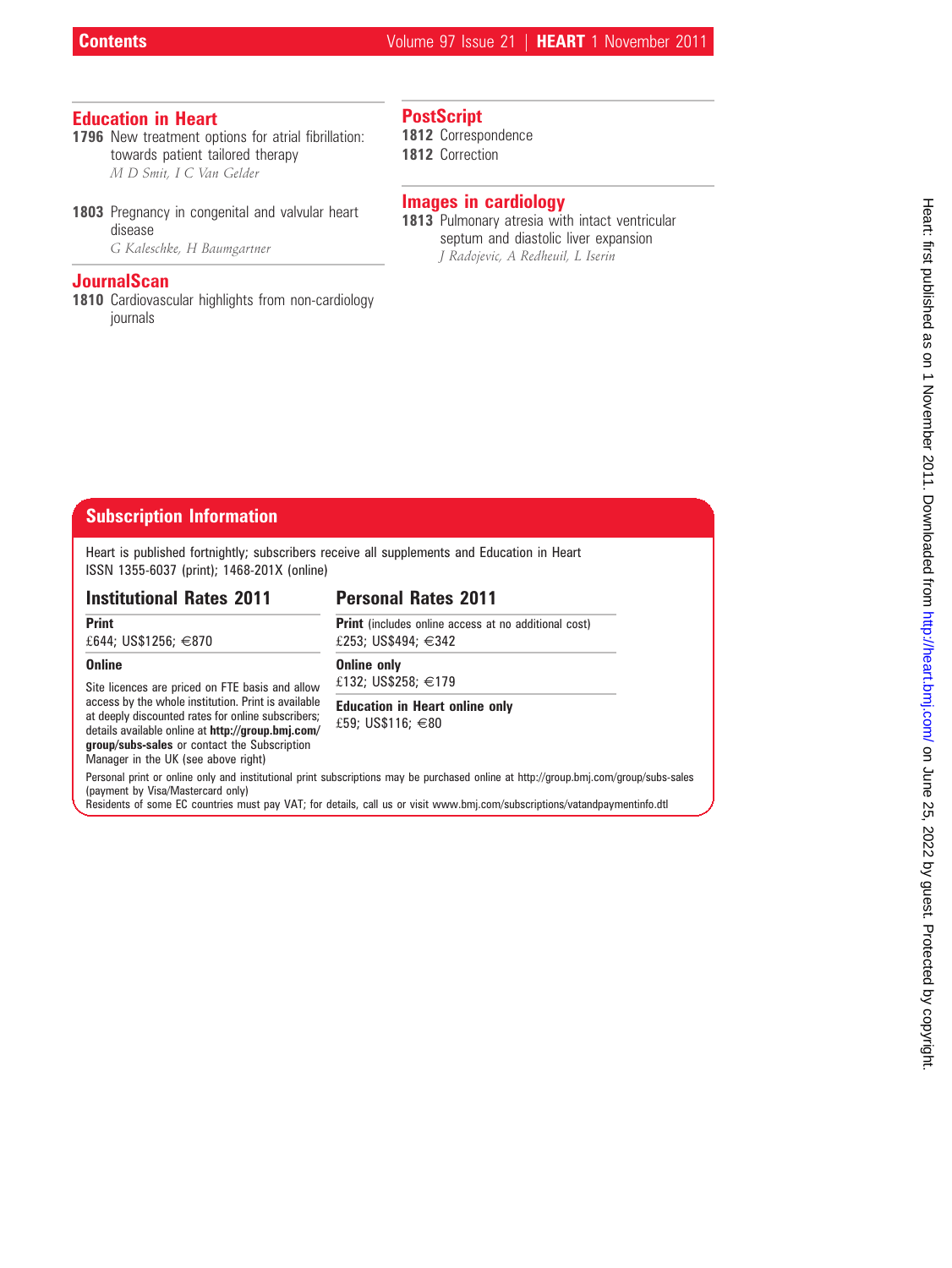## Education in Heart

**1796** New treatment options for atrial fibrillation: towards patient tailored therapy

*M D Smit, I C Van Gelder*

**1803** Pregnancy in congenital and valvular heart disease

*G Kaleschke, H Baumgartner*

## JournalScan

**1810** Cardiovascular highlights from non-cardiology journals

## PostScript

**1812** Correspondence

**1812** Correction

## Images in cardiology

**1813** Pulmonary atresia with intact ventricular septum and diastolic liver expansion

*J Radojevic, A Redheuil, L Iserin*

## Subscription Information

Heart is published fortnightly; subscribers receive all supplements and Education in Heart
ISSN 1355-6037 (print); 1468-201X (online)

### Institutional Rates 2011

**Print**

£644; US$1256; €870

**Online**

Site licences are priced on FTE basis and allow access by the whole institution. Print is available at deeply discounted rates for online subscribers; details available online at **http://group.bmj.com/group/subs-sales** or contact the Subscription Manager in the UK (see above right)

### Personal Rates 2011

**Print** (includes online access at no additional cost)

£253; US$494; €342

**Online only**

£132; US$258; €179

**Education in Heart online only**

£59; US$116; €80

Personal print or online only and institutional print subscriptions may be purchased online at http://group.bmj.com/group/subs-sales (payment by Visa/Mastercard only)

Residents of some EC countries must pay VAT; for details, call us or visit www.bmj.com/subscriptions/vatandpaymentinfo.dtl